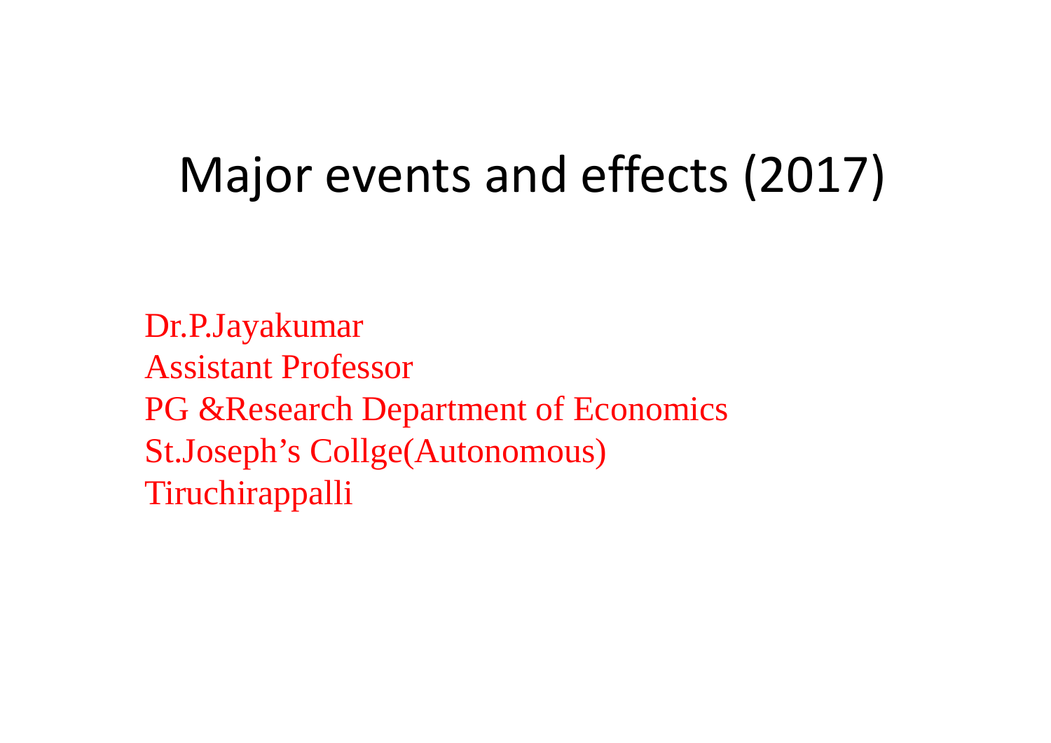# Major events and effects (2017)

Dr.P.Jayakumar
Assistant Professor
PG &Research Department of Economics
St.Joseph's Collge(Autonomous)
Tiruchirappalli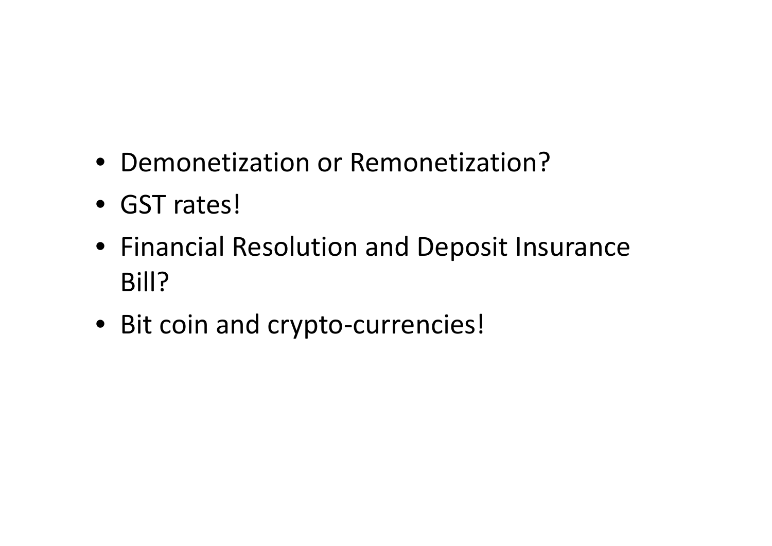- Demonetization or Remonetization?
- GST rates!
- Financial Resolution and Deposit Insurance Bill?
- Bit coin and crypto-currencies!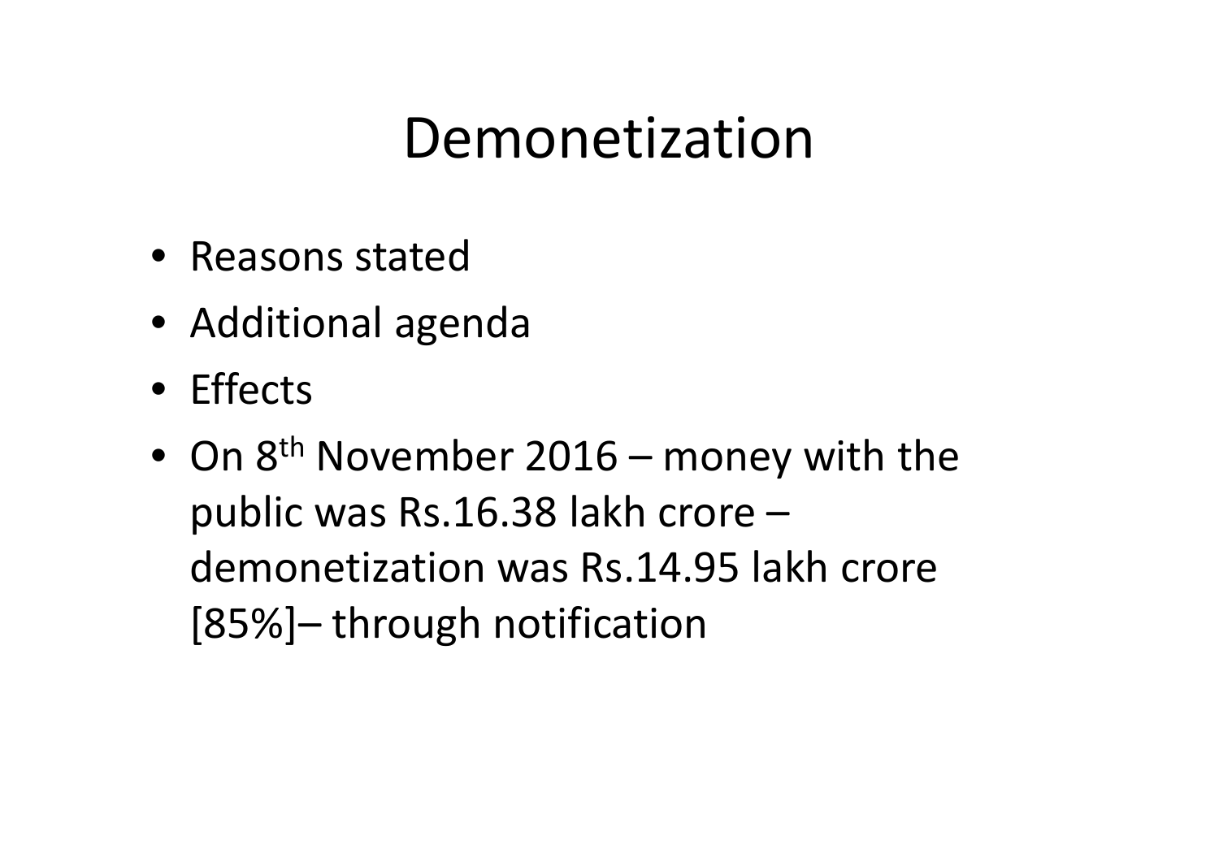# Demonetization

- Reasons stated
- Additional agenda
- Effects
- On 8th November 2016 – money with the public was Rs.16.38 lakh crore – demonetization was Rs.14.95 lakh crore [85%]– through notification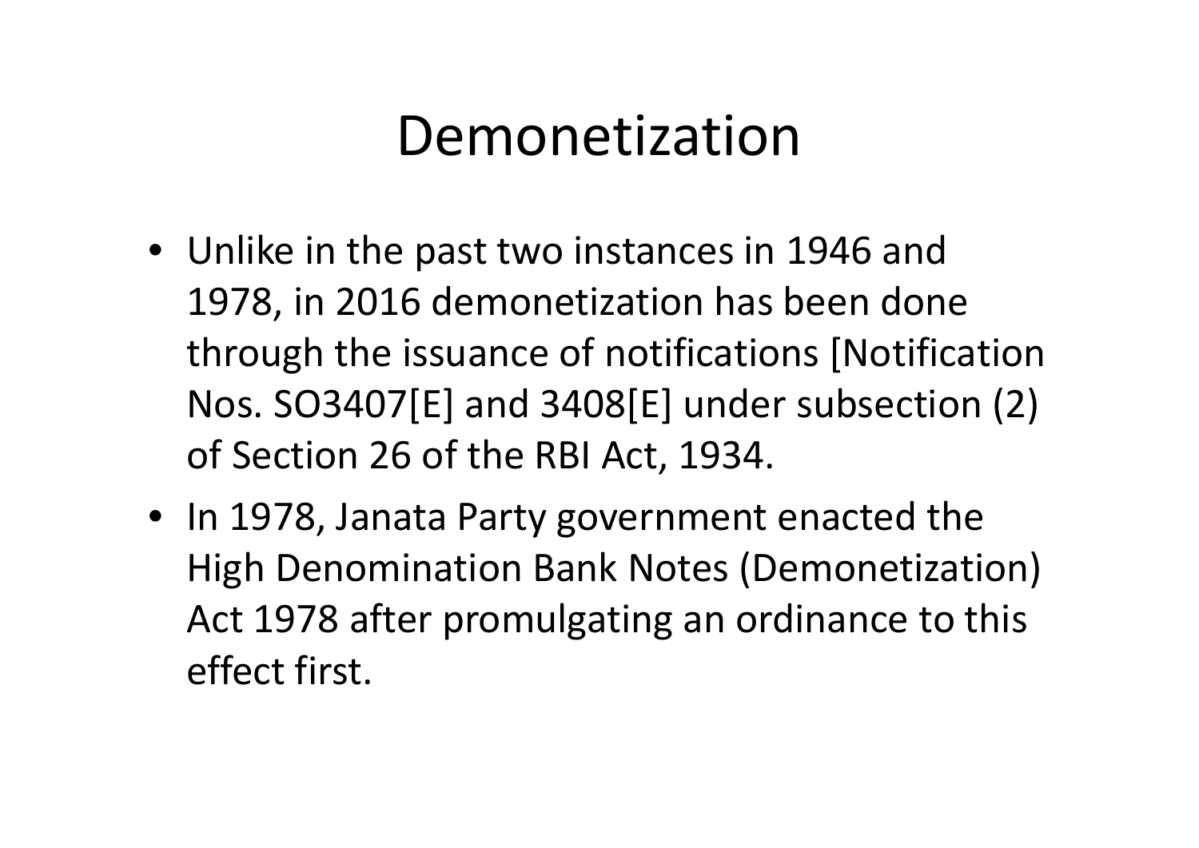# Demonetization

- Unlike in the past two instances in 1946 and 1978, in 2016 demonetization has been done through the issuance of notifications [Notification Nos. SO3407[E] and 3408[E] under subsection (2) of Section 26 of the RBI Act, 1934.
- In 1978, Janata Party government enacted the High Denomination Bank Notes (Demonetization) Act 1978 after promulgating an ordinance to this effect first.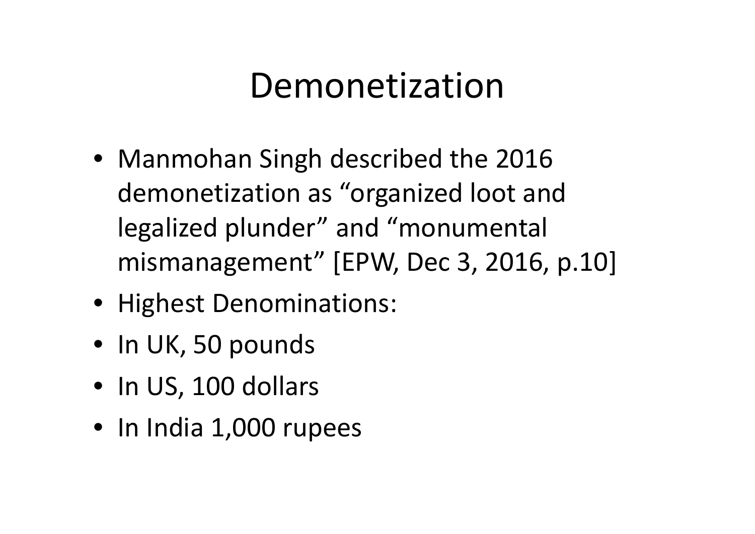# Demonetization

- Manmohan Singh described the 2016 demonetization as “organized loot and legalized plunder” and “monumental mismanagement” [EPW, Dec 3, 2016, p.10]
- Highest Denominations:
- In UK, 50 pounds
- In US, 100 dollars
- In India 1,000 rupees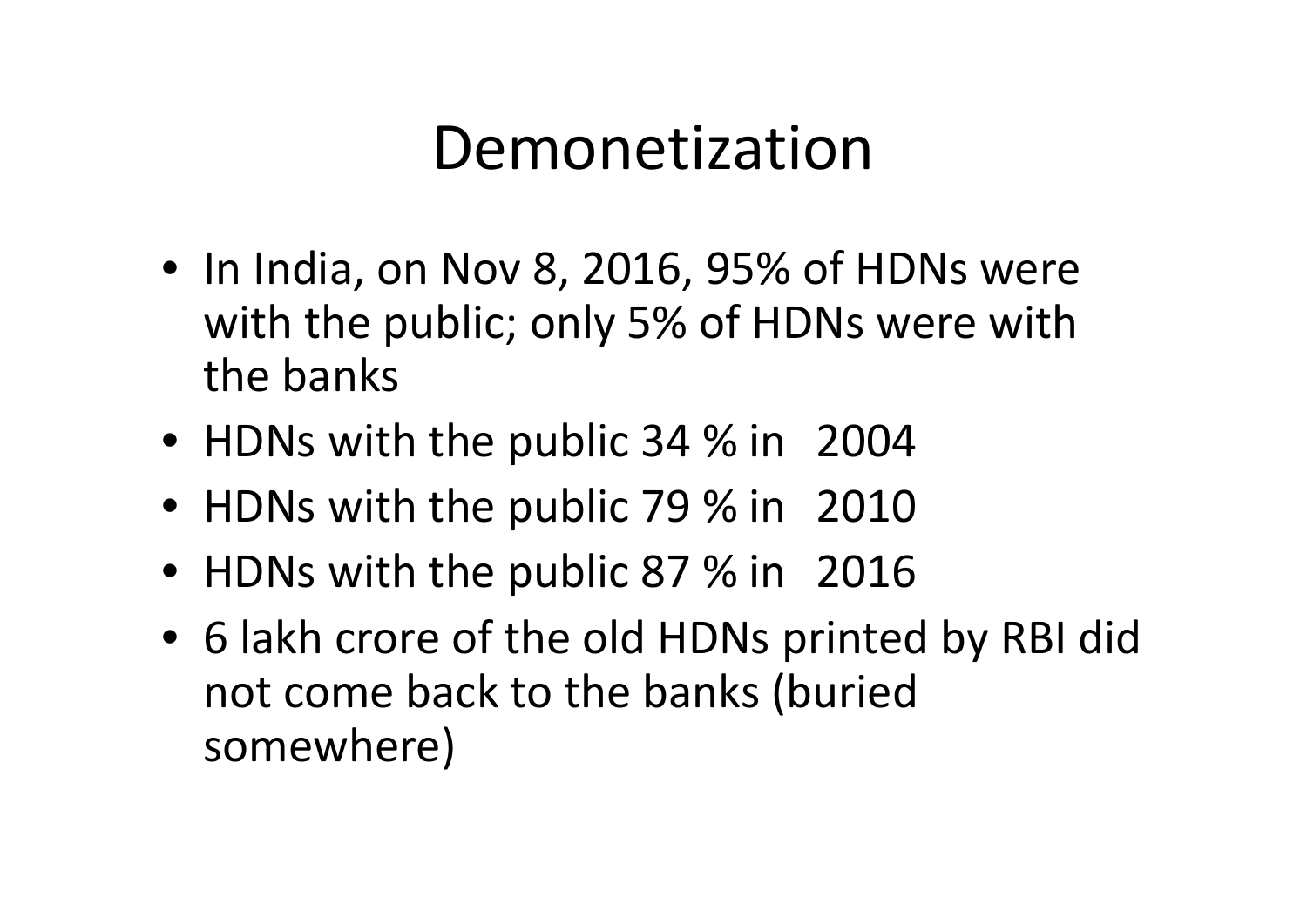# Demonetization

- In India, on Nov 8, 2016, 95% of HDNs were with the public; only 5% of HDNs were with the banks
- HDNs with the public 34 % in 2004
- HDNs with the public 79 % in 2010
- HDNs with the public 87 % in 2016
- 6 lakh crore of the old HDNs printed by RBI did not come back to the banks (buried somewhere)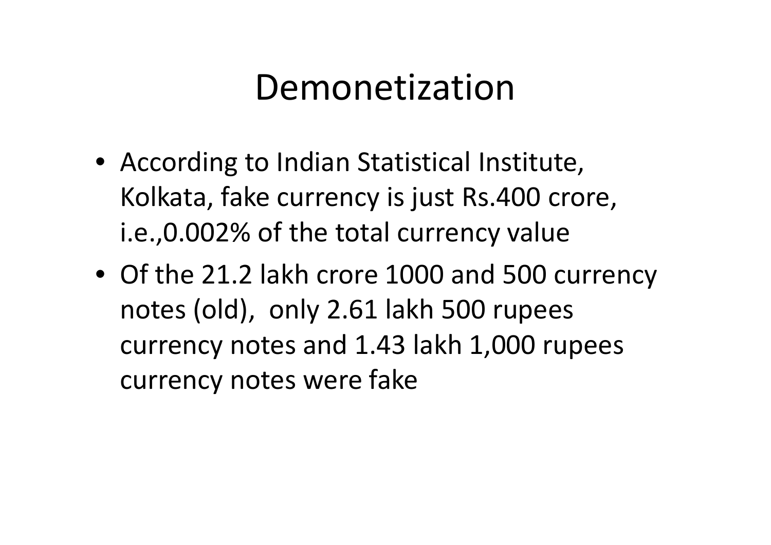# Demonetization

- According to Indian Statistical Institute, Kolkata, fake currency is just Rs.400 crore, i.e.,0.002% of the total currency value
- Of the 21.2 lakh crore 1000 and 500 currency notes (old), only 2.61 lakh 500 rupees currency notes and 1.43 lakh 1,000 rupees currency notes were fake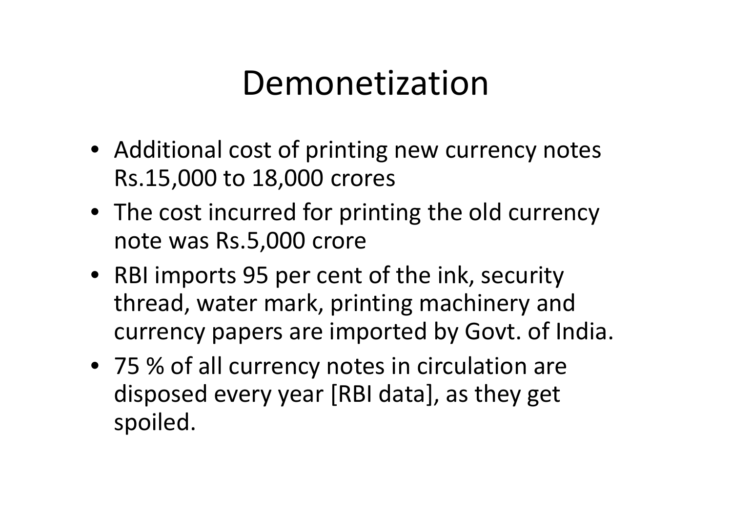# Demonetization

- Additional cost of printing new currency notes Rs.15,000 to 18,000 crores
- The cost incurred for printing the old currency note was Rs.5,000 crore
- RBI imports 95 per cent of the ink, security thread, water mark, printing machinery and currency papers are imported by Govt. of India.
- 75 % of all currency notes in circulation are disposed every year [RBI data], as they get spoiled.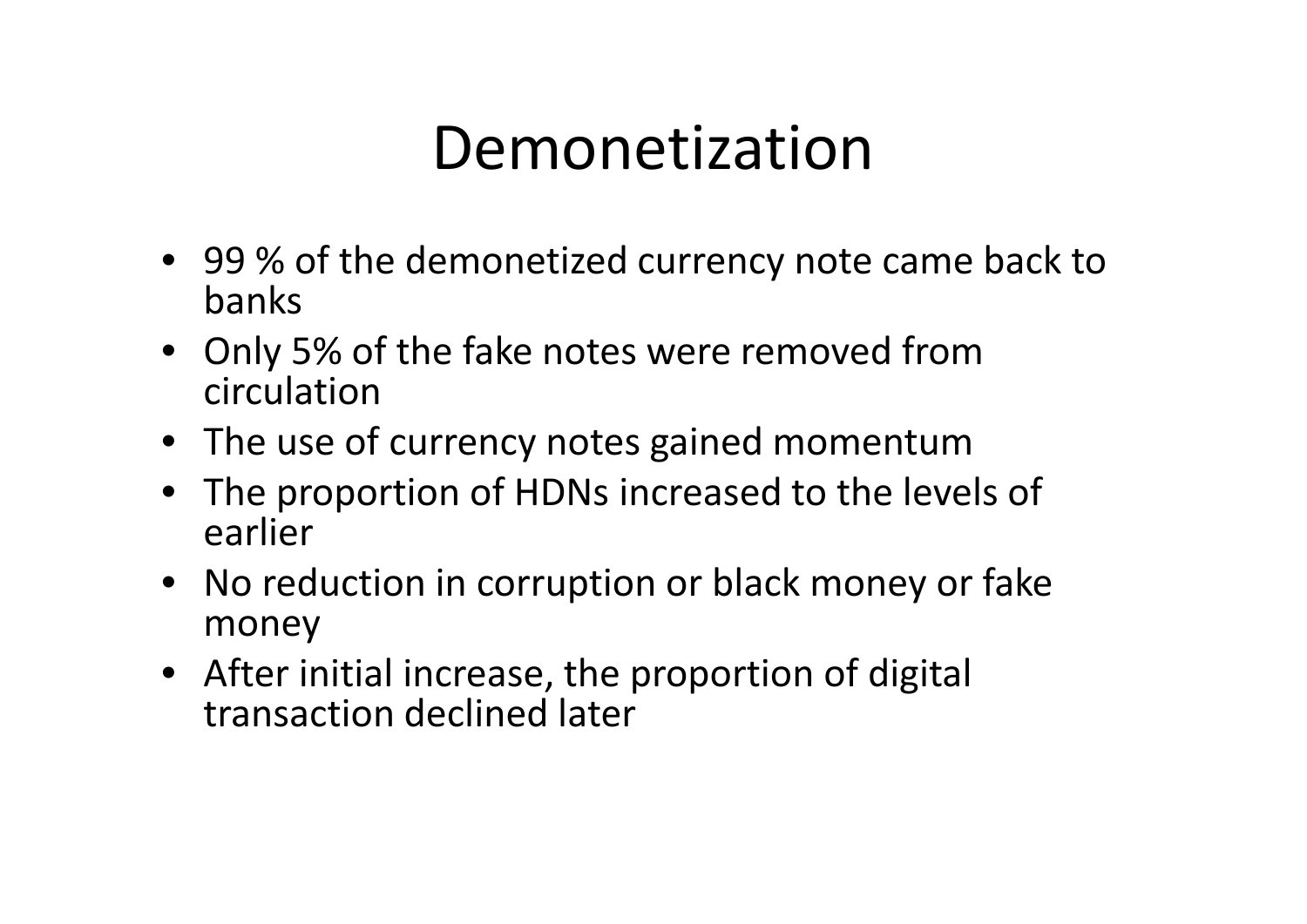# Demonetization

- 99 % of the demonetized currency note came back to banks
- Only 5% of the fake notes were removed from circulation
- The use of currency notes gained momentum
- The proportion of HDNs increased to the levels of earlier
- No reduction in corruption or black money or fake money
- After initial increase, the proportion of digital transaction declined later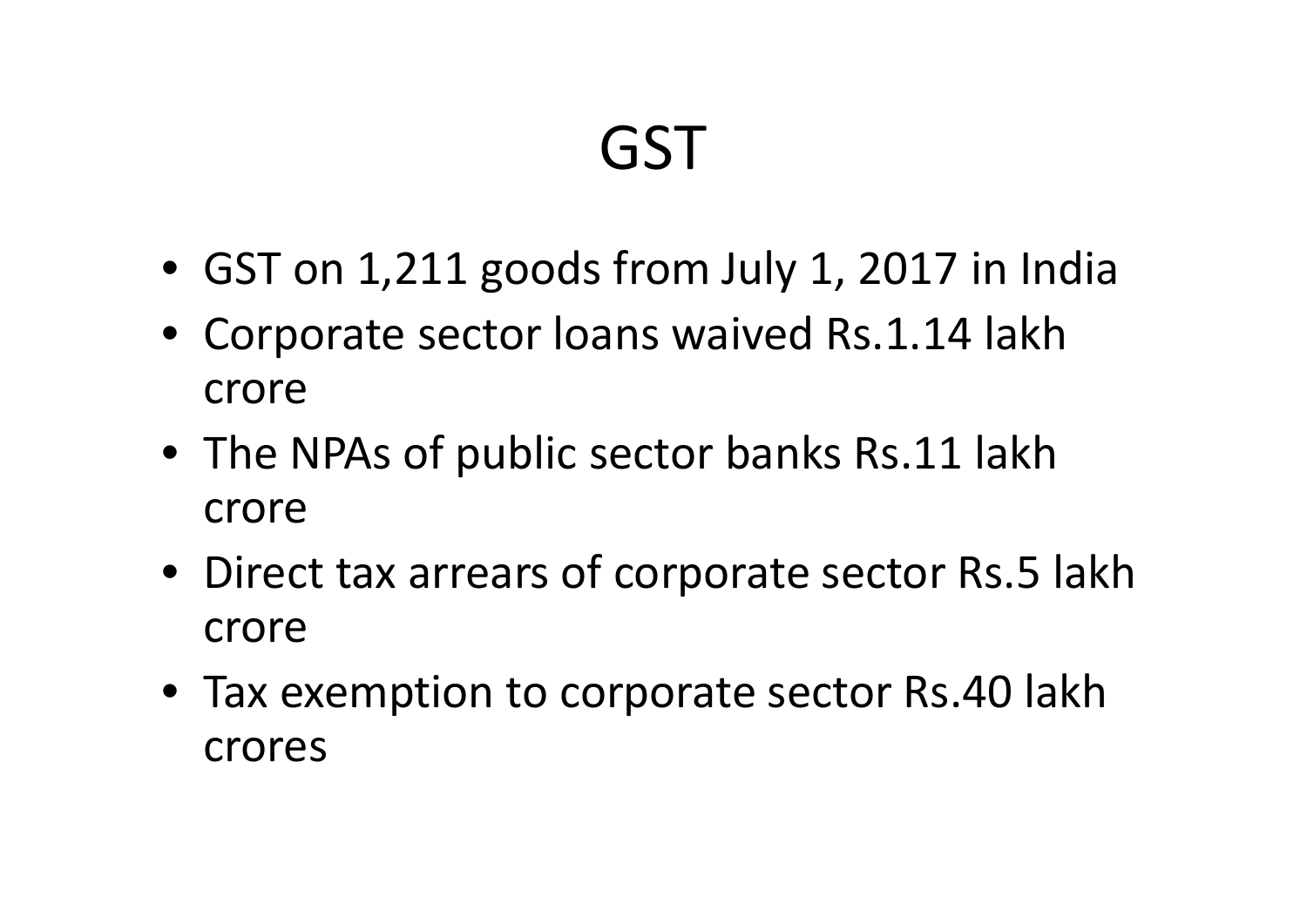# GST

- GST on 1,211 goods from July 1, 2017 in India
- Corporate sector loans waived Rs.1.14 lakh crore
- The NPAs of public sector banks Rs.11 lakh crore
- Direct tax arrears of corporate sector Rs.5 lakh crore
- Tax exemption to corporate sector Rs.40 lakh crores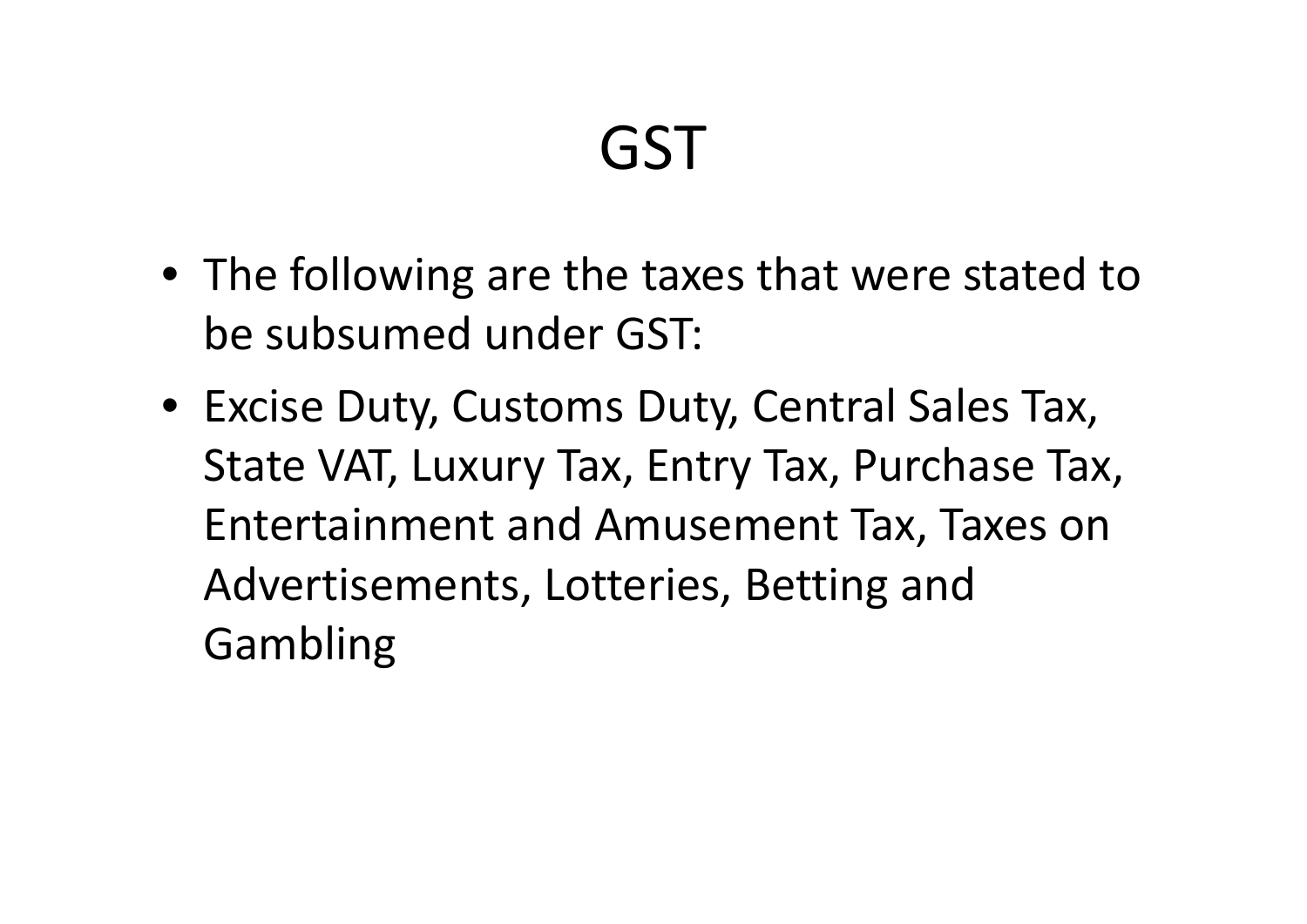# GST

- The following are the taxes that were stated to be subsumed under GST:
- Excise Duty, Customs Duty, Central Sales Tax, State VAT, Luxury Tax, Entry Tax, Purchase Tax, Entertainment and Amusement Tax, Taxes on Advertisements, Lotteries, Betting and Gambling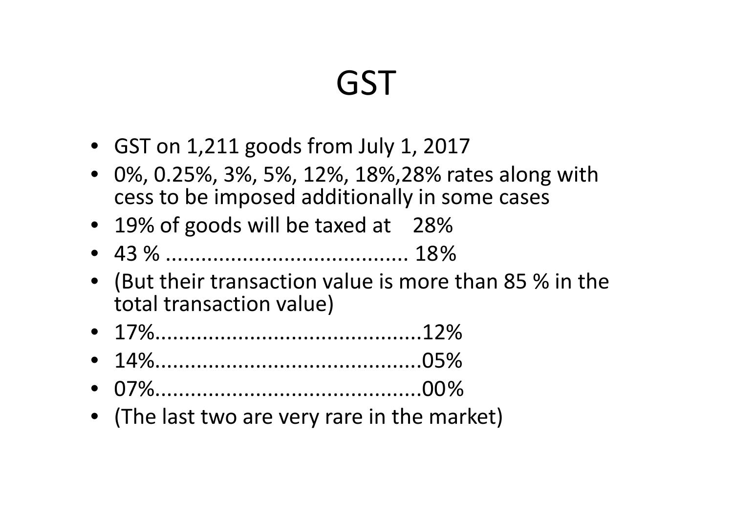# GST

- GST on 1,211 goods from July 1, 2017
- 0%, 0.25%, 3%, 5%, 12%, 18%,28% rates along with cess to be imposed additionally in some cases
- 19% of goods will be taxed at 28%
- 43 % ......................................... 18%
- (But their transaction value is more than 85 % in the total transaction value)
- 17%............................................12%
- 14%............................................05%
- 07%............................................00%
- (The last two are very rare in the market)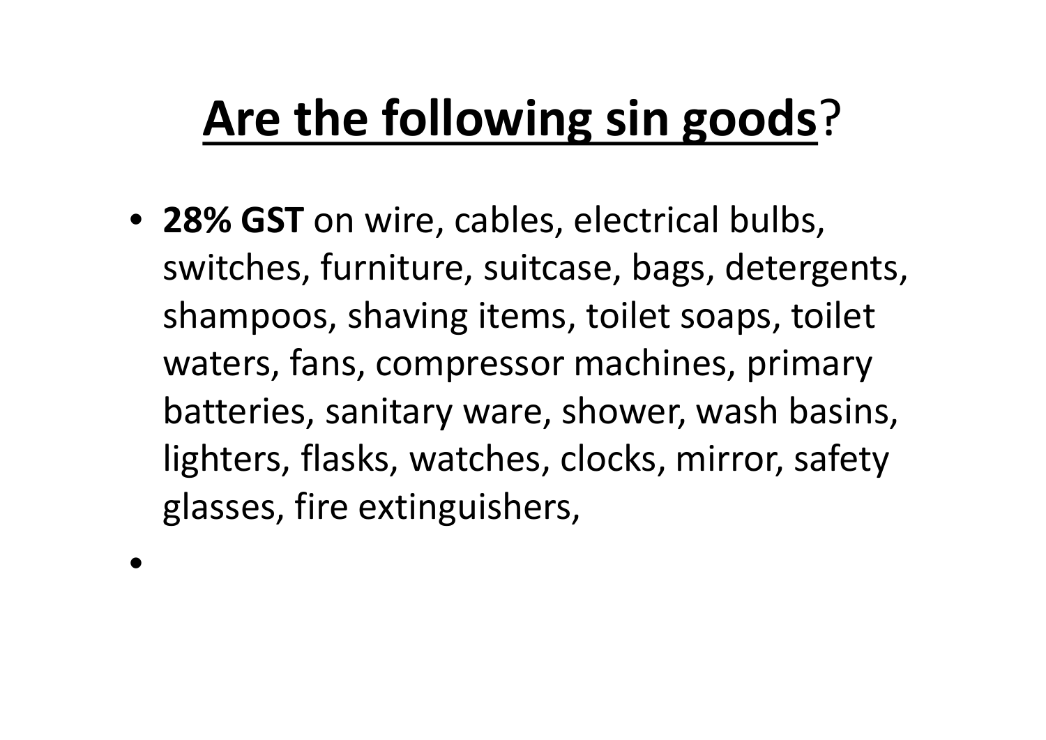# **Are the following sin goods?**

- **28% GST** on wire, cables, electrical bulbs, switches, furniture, suitcase, bags, detergents, shampoos, shaving items, toilet soaps, toilet waters, fans, compressor machines, primary batteries, sanitary ware, shower, wash basins, lighters, flasks, watches, clocks, mirror, safety glasses, fire extinguishers,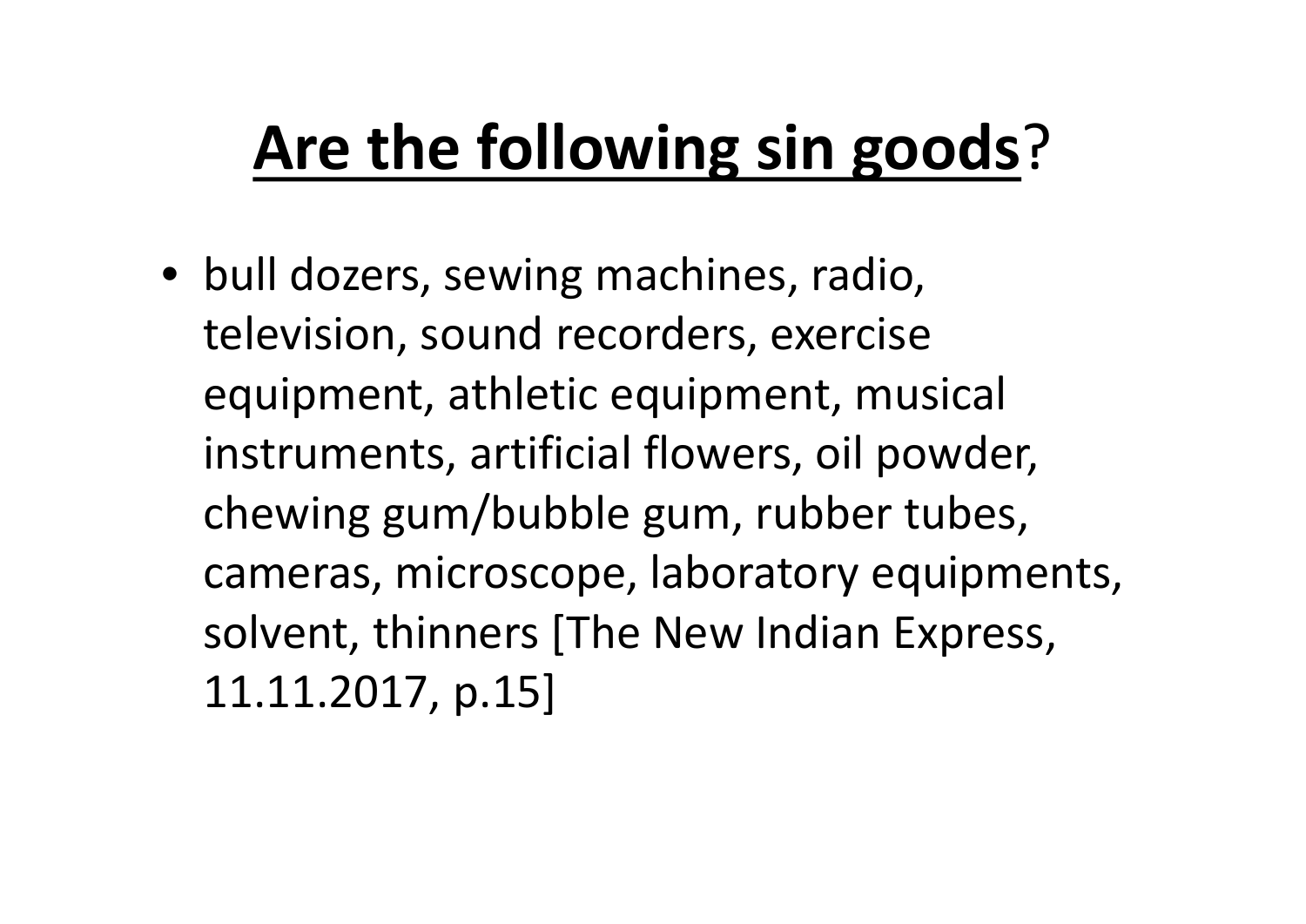# **<u>Are the following sin goods</u>**?

- bull dozers, sewing machines, radio, television, sound recorders, exercise equipment, athletic equipment, musical instruments, artificial flowers, oil powder, chewing gum/bubble gum, rubber tubes, cameras, microscope, laboratory equipments, solvent, thinners [The New Indian Express, 11.11.2017, p.15]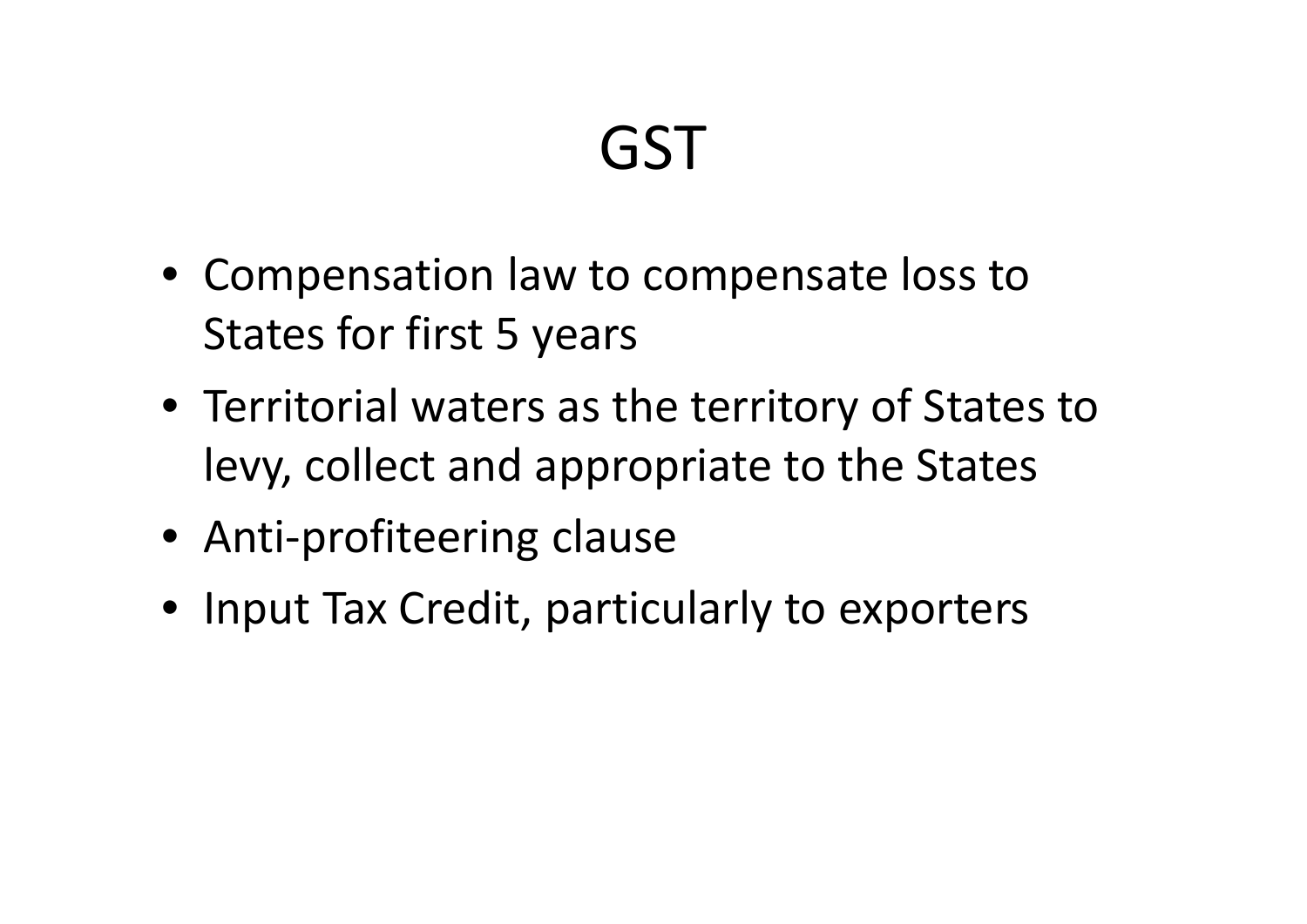# GST

- Compensation law to compensate loss to States for first 5 years
- Territorial waters as the territory of States to levy, collect and appropriate to the States
- Anti-profiteering clause
- Input Tax Credit, particularly to exporters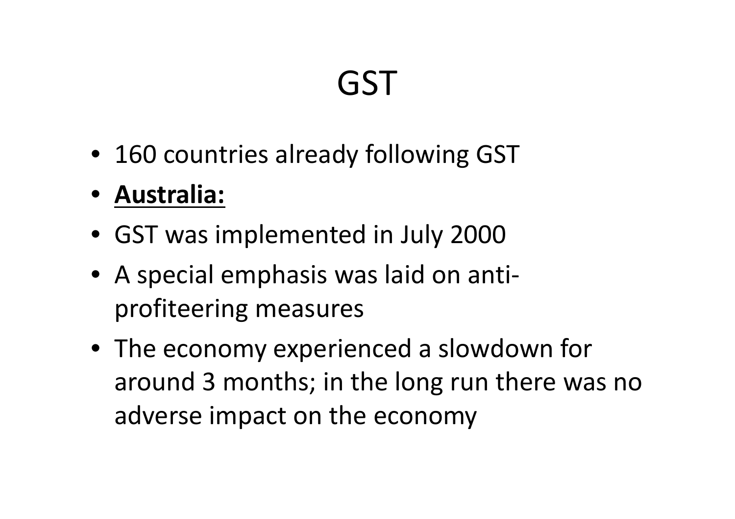# GST

- 160 countries already following GST
- **Australia:**
- GST was implemented in July 2000
- A special emphasis was laid on anti-profiteering measures
- The economy experienced a slowdown for around 3 months; in the long run there was no adverse impact on the economy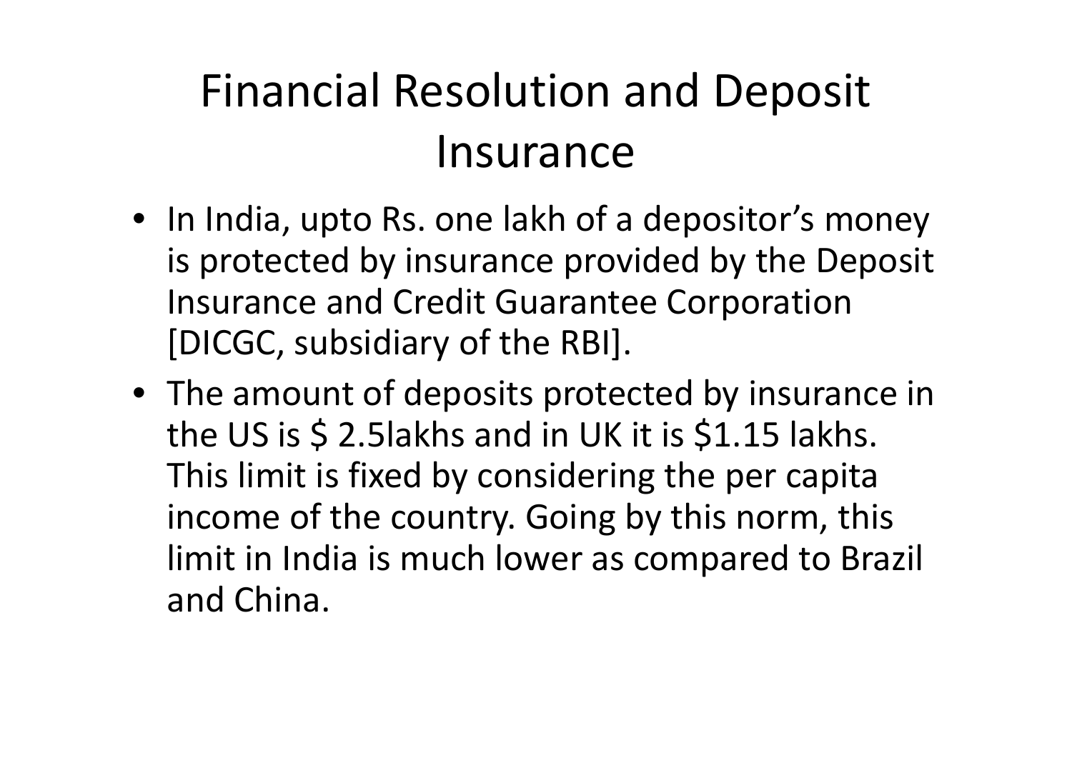# Financial Resolution and Deposit Insurance

- In India, upto Rs. one lakh of a depositor's money is protected by insurance provided by the Deposit Insurance and Credit Guarantee Corporation [DICGC, subsidiary of the RBI].
- The amount of deposits protected by insurance in the US is $ 2.5lakhs and in UK it is $1.15 lakhs. This limit is fixed by considering the per capita income of the country. Going by this norm, this limit in India is much lower as compared to Brazil and China.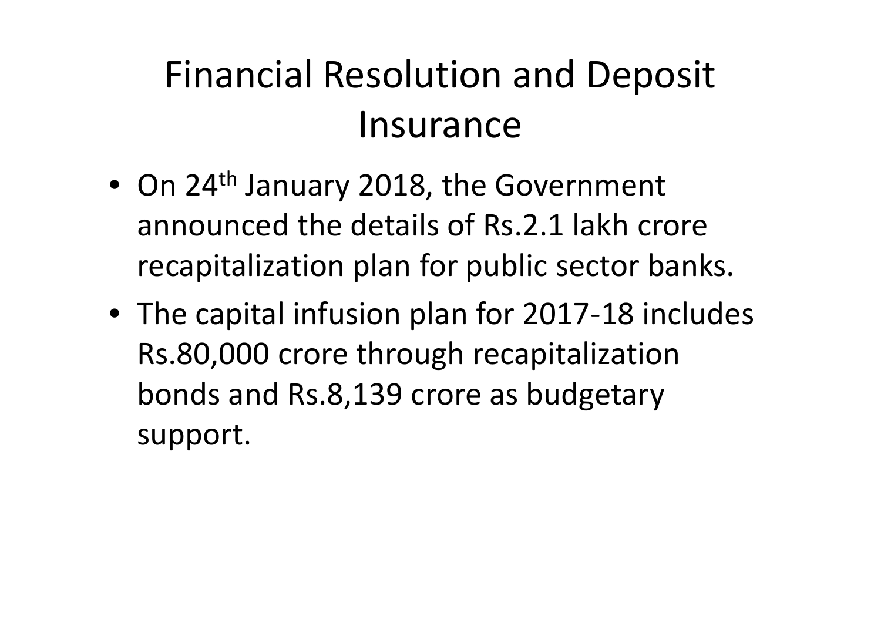# Financial Resolution and Deposit Insurance

- On 24th January 2018, the Government announced the details of Rs.2.1 lakh crore recapitalization plan for public sector banks.
- The capital infusion plan for 2017-18 includes Rs.80,000 crore through recapitalization bonds and Rs.8,139 crore as budgetary support.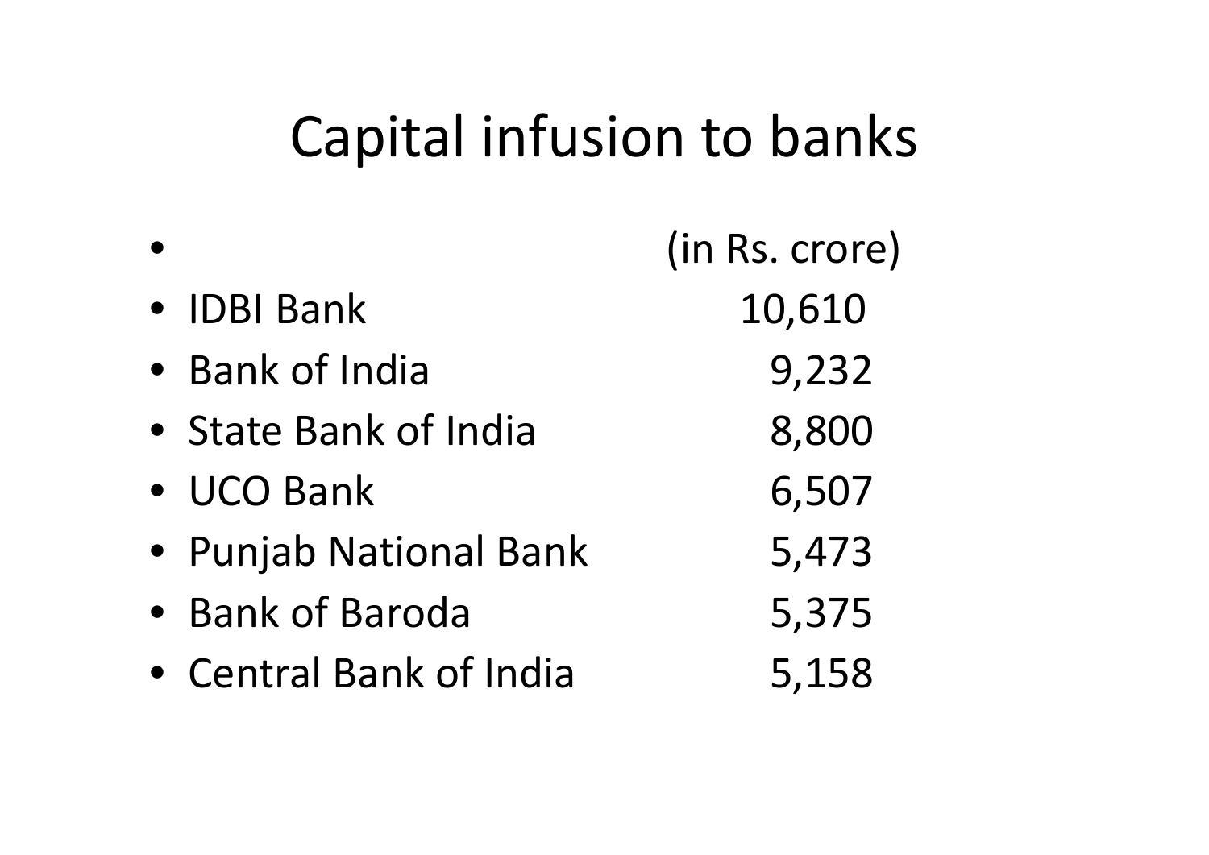# Capital infusion to banks

| Bank | (in Rs. crore) |
| --- | --- |
| IDBI Bank | 10,610 |
| Bank of India | 9,232 |
| State Bank of India | 8,800 |
| UCO Bank | 6,507 |
| Punjab National Bank | 5,473 |
| Bank of Baroda | 5,375 |
| Central Bank of India | 5,158 |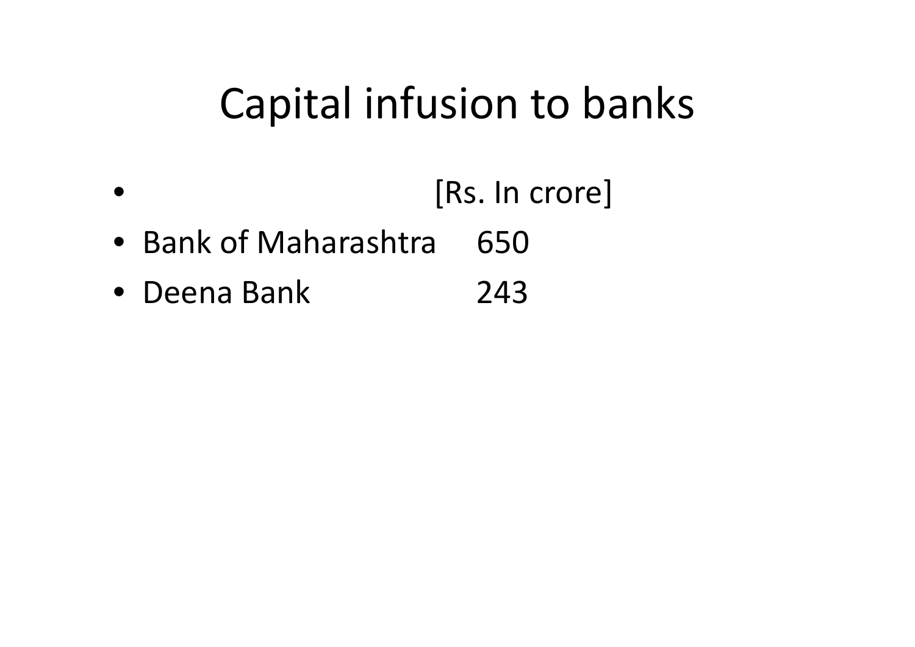# Capital infusion to banks

| | [Rs. In crore] |
|---|---|
| Bank of Maharashtra | 650 |
| Deena Bank | 243 |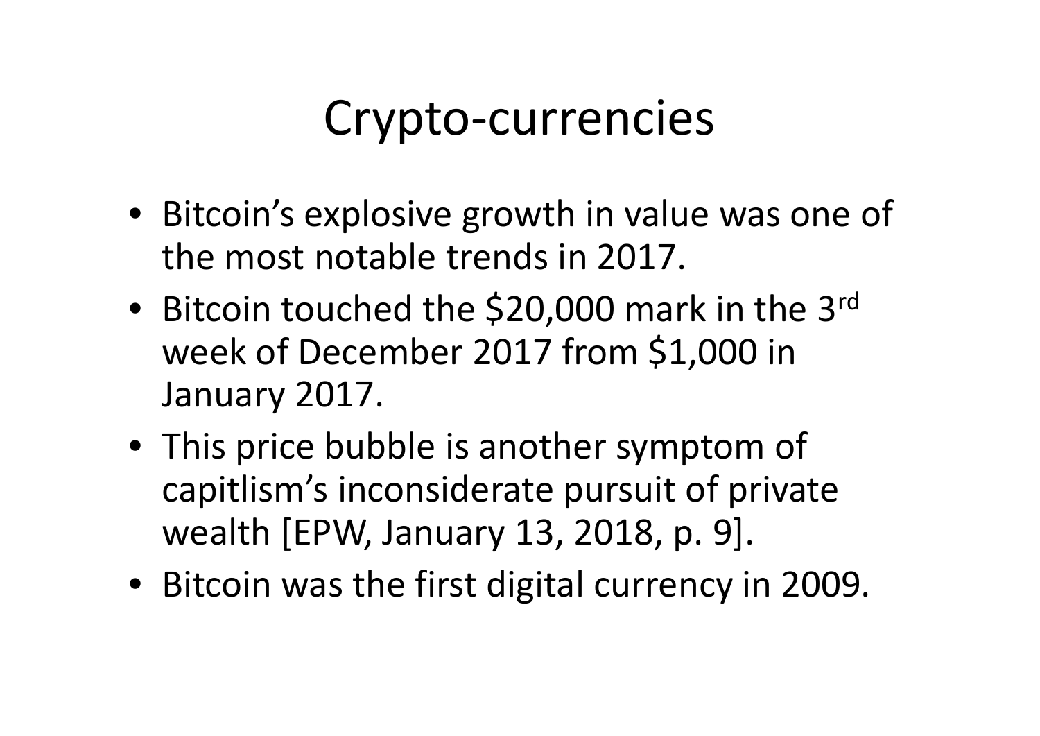# Crypto-currencies

- Bitcoin's explosive growth in value was one of the most notable trends in 2017.
- Bitcoin touched the $20,000 mark in the 3rd week of December 2017 from $1,000 in January 2017.
- This price bubble is another symptom of capitlism's inconsiderate pursuit of private wealth [EPW, January 13, 2018, p. 9].
- Bitcoin was the first digital currency in 2009.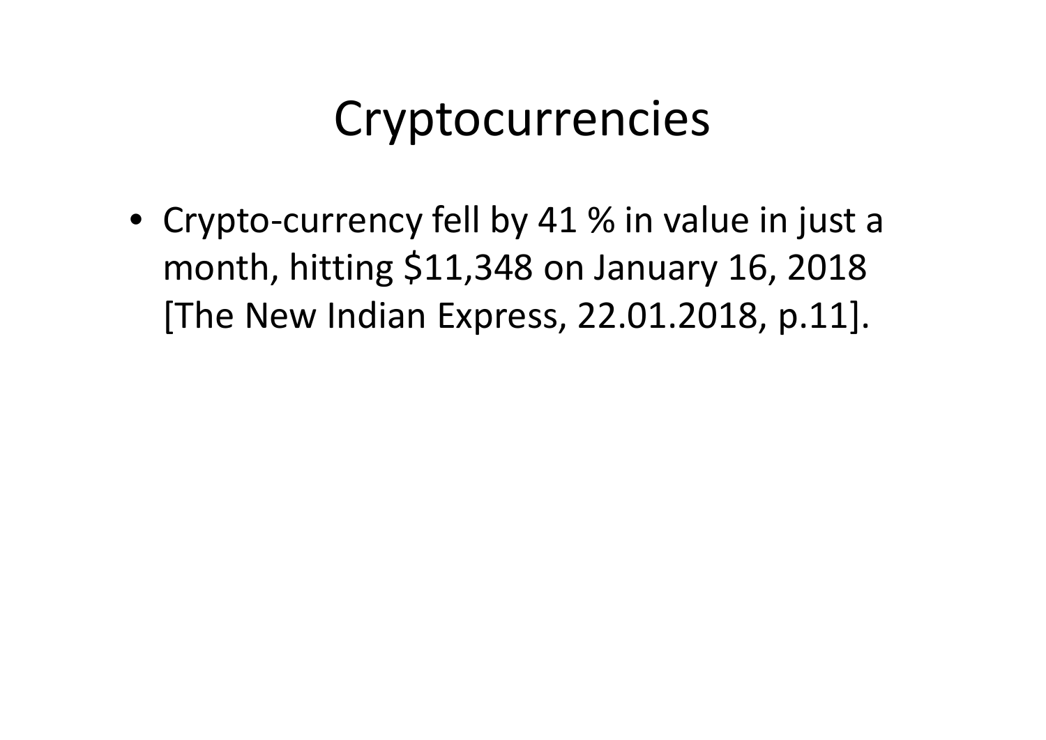# Cryptocurrencies

- Crypto-currency fell by 41 % in value in just a month, hitting $11,348 on January 16, 2018 [The New Indian Express, 22.01.2018, p.11].